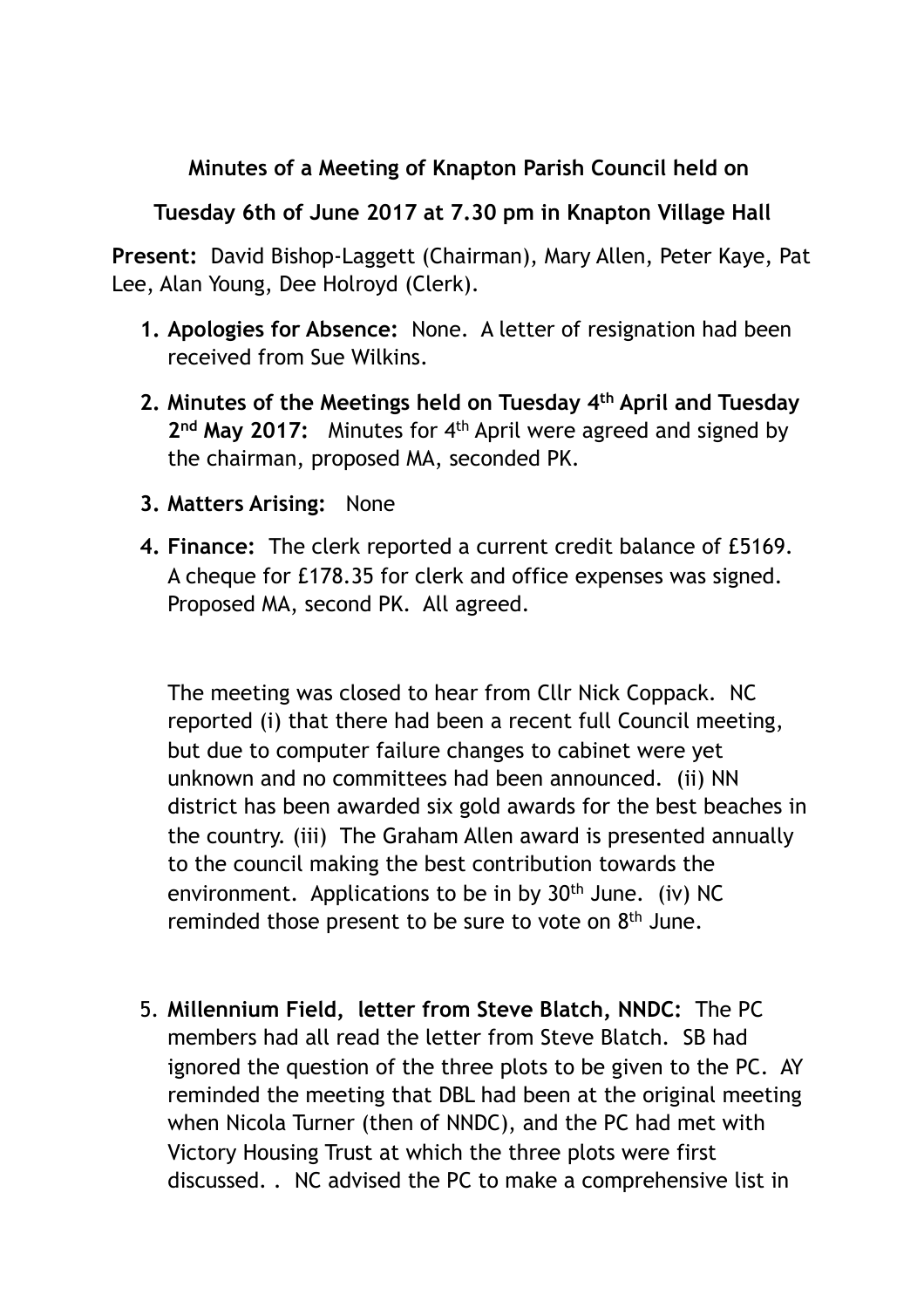**Minutes of a Meeting of Knapton Parish Council held on**

**Tuesday 6th of June 2017 at 7.30 pm in Knapton Village Hall**

**Present:** David Bishop-Laggett (Chairman), Mary Allen, Peter Kaye, Pat Lee, Alan Young, Dee Holroyd (Clerk).

1. **Apologies for Absence:** None. A letter of resignation had been received from Sue Wilkins.
2. **Minutes of the Meetings held on Tuesday 4th April and Tuesday 2nd May 2017:** Minutes for 4th April were agreed and signed by the chairman, proposed MA, seconded PK.
3. **Matters Arising:** None
4. **Finance:** The clerk reported a current credit balance of £5169. A cheque for £178.35 for clerk and office expenses was signed. Proposed MA, second PK. All agreed.

The meeting was closed to hear from Cllr Nick Coppack. NC reported (i) that there had been a recent full Council meeting, but due to computer failure changes to cabinet were yet unknown and no committees had been announced. (ii) NN district has been awarded six gold awards for the best beaches in the country. (iii) The Graham Allen award is presented annually to the council making the best contribution towards the environment. Applications to be in by 30th June. (iv) NC reminded those present to be sure to vote on 8th June.

5. **Millennium Field, letter from Steve Blatch, NNDC:** The PC members had all read the letter from Steve Blatch. SB had ignored the question of the three plots to be given to the PC. AY reminded the meeting that DBL had been at the original meeting when Nicola Turner (then of NNDC), and the PC had met with Victory Housing Trust at which the three plots were first discussed. . NC advised the PC to make a comprehensive list in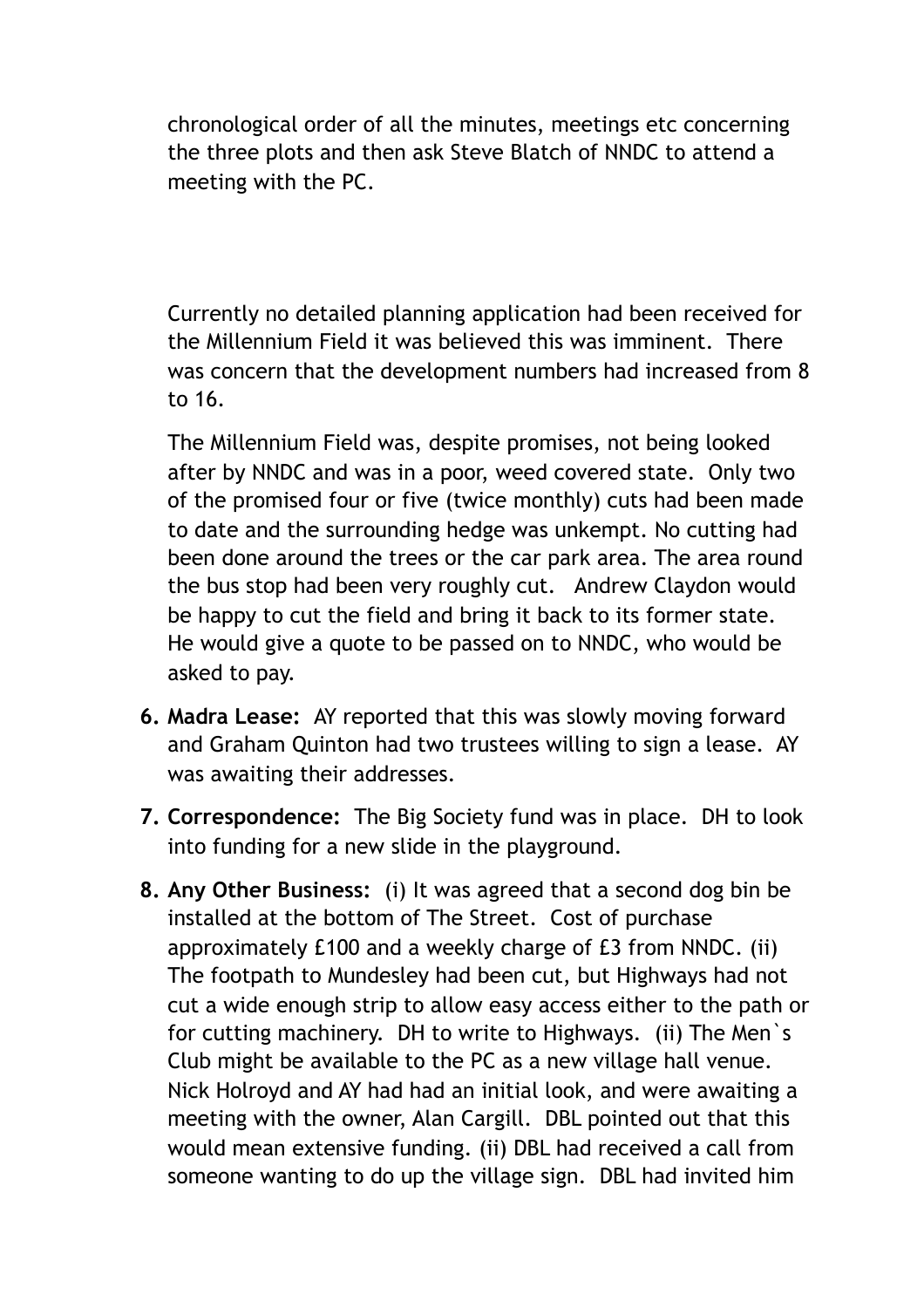chronological order of all the minutes, meetings etc concerning the three plots and then ask Steve Blatch of NNDC to attend a meeting with the PC.

Currently no detailed planning application had been received for the Millennium Field it was believed this was imminent. There was concern that the development numbers had increased from 8 to 16.

The Millennium Field was, despite promises, not being looked after by NNDC and was in a poor, weed covered state. Only two of the promised four or five (twice monthly) cuts had been made to date and the surrounding hedge was unkempt. No cutting had been done around the trees or the car park area. The area round the bus stop had been very roughly cut. Andrew Claydon would be happy to cut the field and bring it back to its former state. He would give a quote to be passed on to NNDC, who would be asked to pay.

6. **Madra Lease:** AY reported that this was slowly moving forward and Graham Quinton had two trustees willing to sign a lease. AY was awaiting their addresses.
7. **Correspondence:** The Big Society fund was in place. DH to look into funding for a new slide in the playground.
8. **Any Other Business:** (i) It was agreed that a second dog bin be installed at the bottom of The Street. Cost of purchase approximately £100 and a weekly charge of £3 from NNDC. (ii) The footpath to Mundesley had been cut, but Highways had not cut a wide enough strip to allow easy access either to the path or for cutting machinery. DH to write to Highways. (ii) The Men`s Club might be available to the PC as a new village hall venue. Nick Holroyd and AY had had an initial look, and were awaiting a meeting with the owner, Alan Cargill. DBL pointed out that this would mean extensive funding. (ii) DBL had received a call from someone wanting to do up the village sign. DBL had invited him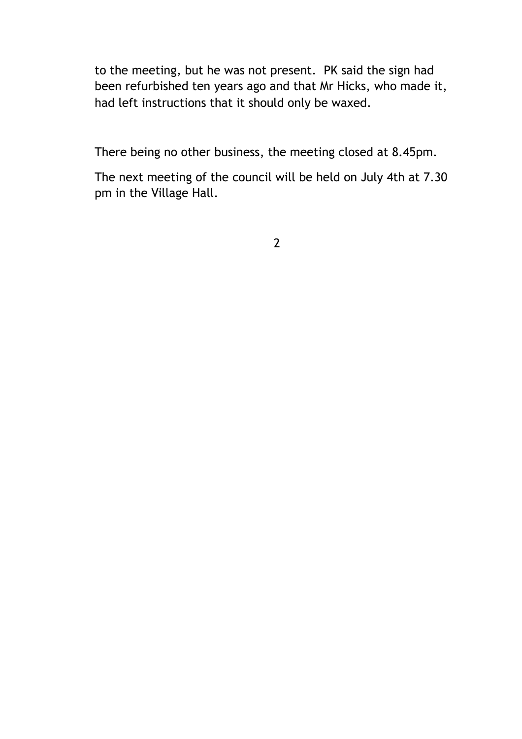to the meeting, but he was not present. PK said the sign had been refurbished ten years ago and that Mr Hicks, who made it, had left instructions that it should only be waxed.

There being no other business, the meeting closed at 8.45pm.

The next meeting of the council will be held on July 4th at 7.30 pm in the Village Hall.